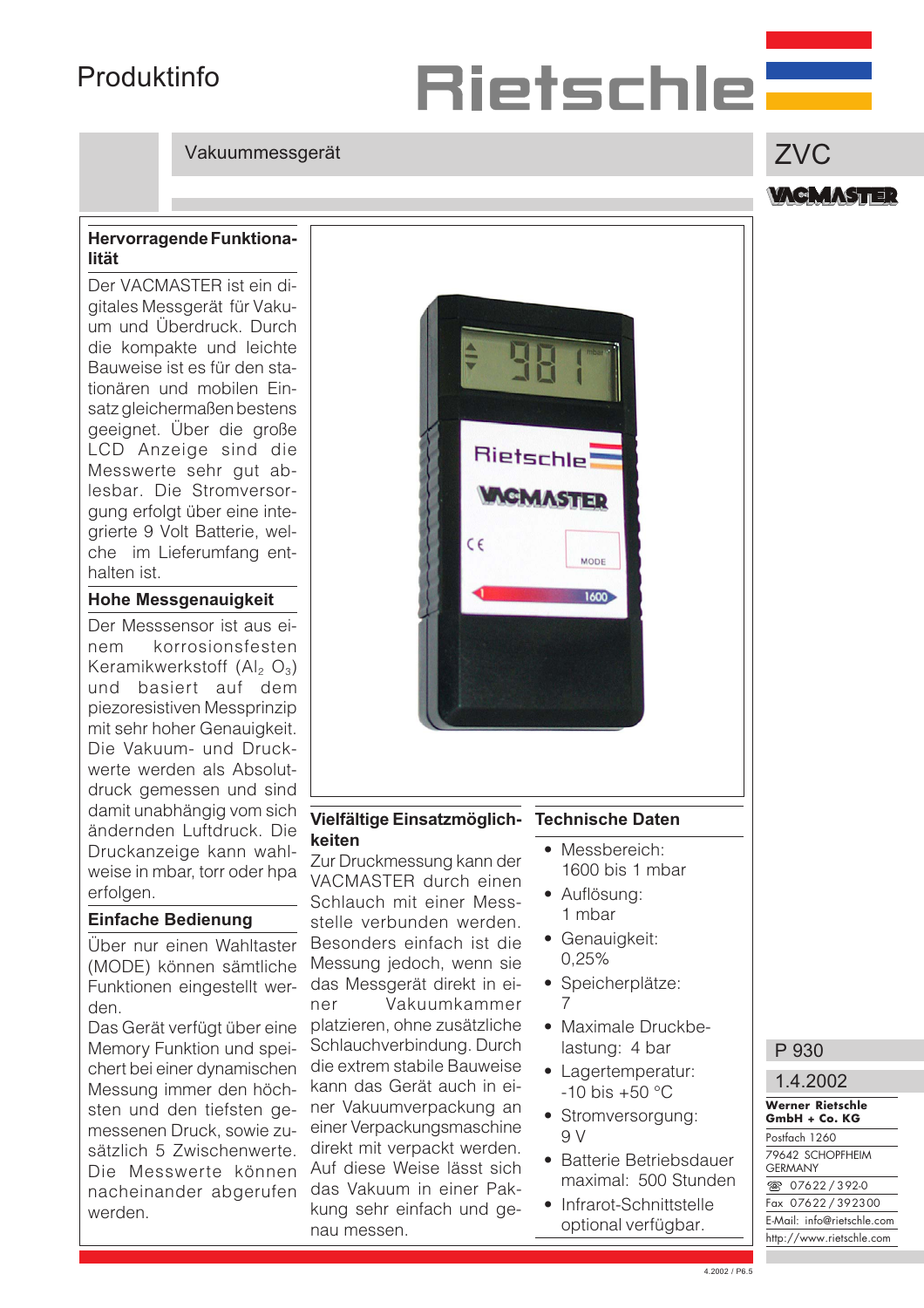Produktinfo

Rietschle

Vakuummessgerät

# ZVC

VACMASTER

## Hervorragende Funktionalität

Der VACMASTER ist ein digitales Messgerät für Vakuum und Überdruck. Durch die kompakte und leichte Bauweise ist es für den stationären und mobilen Einsatz gleichermaßen bestens geeignet. Über die große LCD Anzeige sind die Messwerte sehr gut ablesbar. Die Stromversorgung erfolgt über eine integrierte 9 Volt Batterie, welche im Lieferumfang enthalten ist.

## Hohe Messgenauigkeit

Der Messsensor ist aus einem korrosionsfesten Keramikwerkstoff ($Al_2$ $O_3$) und basiert auf dem piezoresistiven Messprinzip mit sehr hoher Genauigkeit. Die Vakuum- und Druckwerte werden als Absolutdruck gemessen und sind damit unabhängig vom sich ändernden Luftdruck. Die Druckanzeige kann wahlweise in mbar, torr oder hpa erfolgen.

## Einfache Bedienung

Über nur einen Wahltaster (MODE) können sämtliche Funktionen eingestellt werden.

Das Gerät verfügt über eine Memory Funktion und speichert bei einer dynamischen Messung immer den höchsten und den tiefsten gemessenen Druck, sowie zusätzlich 5 Zwischenwerte. Die Messwerte können nacheinander abgerufen werden.

## Vielfältige Einsatzmöglichkeiten

Zur Druckmessung kann der VACMASTER durch einen Schlauch mit einer Messstelle verbunden werden. Besonders einfach ist die Messung jedoch, wenn sie das Messgerät direkt in einer Vakuumkammer platzieren, ohne zusätzliche Schlauchverbindung. Durch die extrem stabile Bauweise kann das Gerät auch in einer Vakuumverpackung an einer Verpackungsmaschine direkt mit verpackt werden. Auf diese Weise lässt sich das Vakuum in einer Packung sehr einfach und genau messen.

## Technische Daten

- Messbereich: 1600 bis 1 mbar
- Auflösung: 1 mbar
- Genauigkeit: 0,25%
- Speicherplätze: 7
- Maximale Druckbelastung: 4 bar
- Lagertemperatur: -10 bis +50 °C
- Stromversorgung: 9 V
- Batterie Betriebsdauer maximal: 500 Stunden
- Infrarot-Schnittstelle optional verfügbar.

P 930

1.4.2002

**Werner Rietschle GmbH + Co. KG**
Postfach 1260
79642 SCHOPFHEIM
GERMANY
☏ 07622 / 392-0
Fax 07622 / 392300
E-Mail: info@rietschle.com
http://www.rietschle.com

4.2002 / P6.5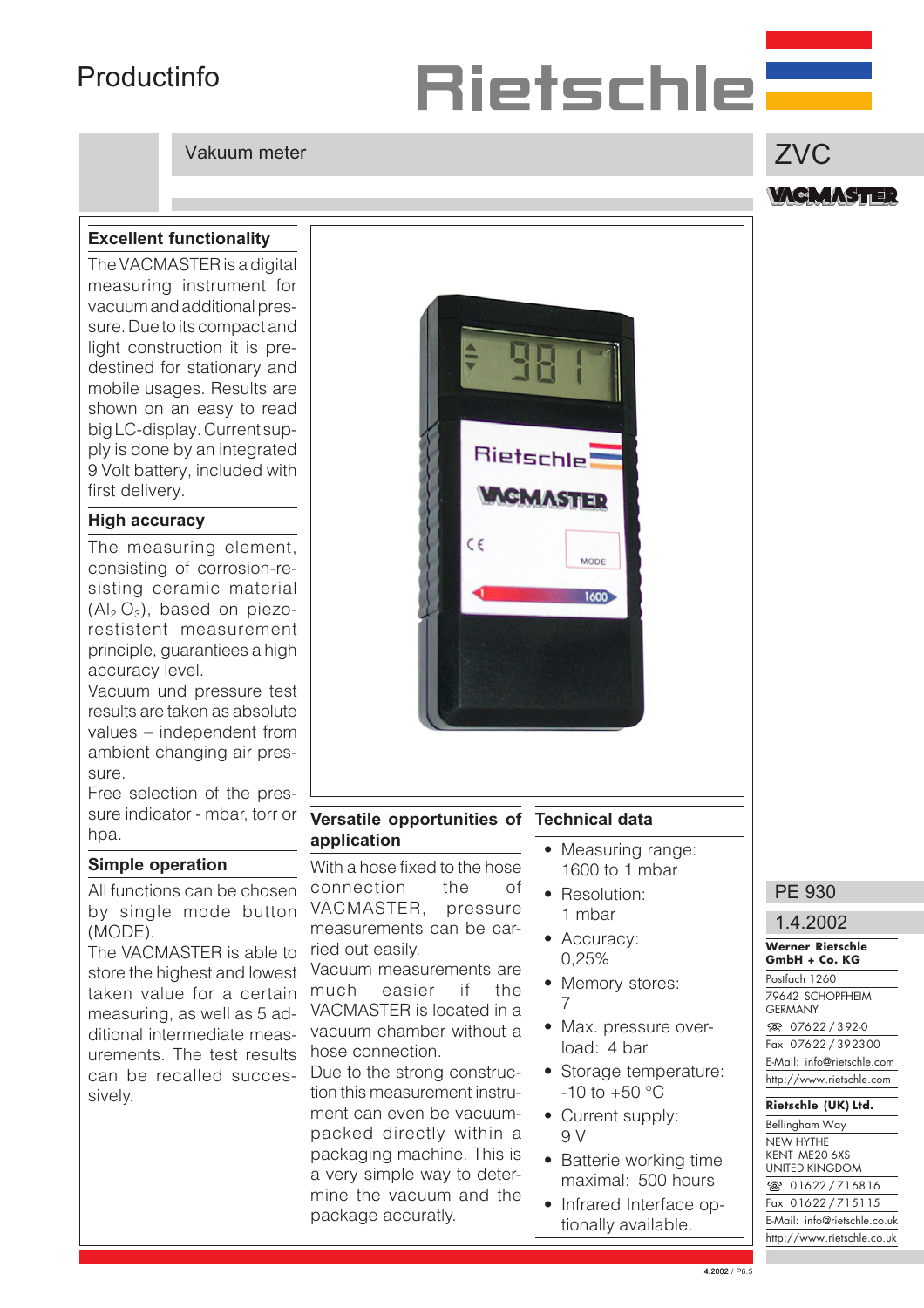Productinfo

# Rietschle

Vakuum meter

ZVC

VACMASTER

## Excellent functionality

The VACMASTER is a digital measuring instrument for vacuum and additional pressure. Due to its compact and light construction it is predestined for stationary and mobile usages. Results are shown on an easy to read big LC-display. Current supply is done by an integrated 9 Volt battery, included with first delivery.

## High accuracy

The measuring element, consisting of corrosion-resisting ceramic material ($Al_2 O_3$), based on piezo-restistent measurement principle, guarantiees a high accuracy level.

Vacuum und pressure test results are taken as absolute values – independent from ambient changing air pressure.

Free selection of the pressure indicator - mbar, torr or hpa.

## Simple operation

All functions can be chosen by single mode button (MODE).

The VACMASTER is able to store the highest and lowest taken value for a certain measuring, as well as 5 additional intermediate measurements. The test results can be recalled successively.

## Versatile opportunities of application

With a hose fixed to the hose connection the of VACMASTER, pressure measurements can be carried out easily.

Vacuum measurements are much easier if the VACMASTER is located in a vacuum chamber without a hose connection.

Due to the strong construction this measurement instrument can even be vacuum-packed directly within a packaging machine. This is a very simple way to determine the vacuum and the package accuratly.

## Technical data

- Measuring range: 1600 to 1 mbar
- Resolution: 1 mbar
- Accuracy: 0,25%
- Memory stores: 7
- Max. pressure overload: 4 bar
- Storage temperature: -10 to +50 °C
- Current supply: 9 V
- Batterie working time maximal: 500 hours
- Infrared Interface optionally available.

PE 930

1.4.2002

**Werner Rietschle GmbH + Co. KG**
Postfach 1260
79642 SCHOPFHEIM
GERMANY
☏ 07622 / 392-0
Fax 07622 / 392300
E-Mail: info@rietschle.com
http://www.rietschle.com

**Rietschle (UK) Ltd.**
Bellingham Way
NEW HYTHE
KENT ME20 6XS
UNITED KINGDOM
☏ 01622 / 716816
Fax 01622 / 715115
E-Mail: info@rietschle.co.uk
http://www.rietschle.co.uk

4.2002 / P6.5